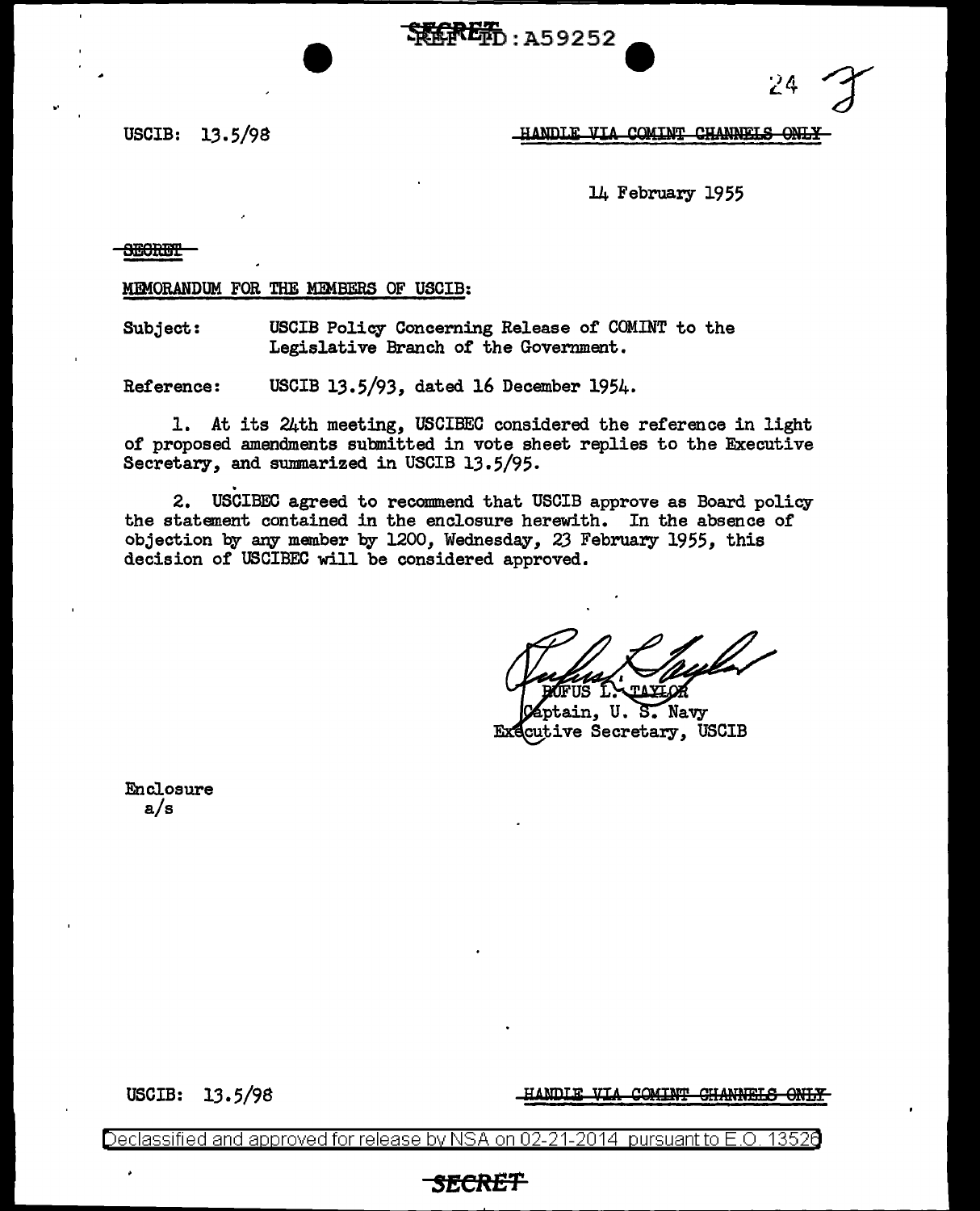SECRET REF ID:A59252

USCIB: 13.5/98

HANDLE VIA COMINT CHANNELS ONLY

14 February 1955

SECRET

MEMORANDUM FOR THE MEMBERS OF USCIB:

Subject: USCIB Policy Concerning Release of COMINT to the Legislative Branch of the Government.

Reference: USCIB 13.5/93, dated 16 December 1954.

1. At its 24th meeting, USCIBEC considered the reference in light of proposed amendments submitted in vote sheet replies to the Executive Secretary, and summarized in USCIB 13.5/95.

2. USCIBEC agreed to recommend that USCIB approve as Board policy the statement contained in the enclosure herewith. In the absence of objection by any member by 1200, Wednesday, 23 February 1955, this decision of USCIBEC will be considered approved.

RUFUS L. TAYLOR
Captain, U. S. Navy
Executive Secretary, USCIB

Enclosure
a/s

USCIB: 13.5/98

HANDLE VIA COMINT CHANNELS ONLY

Declassified and approved for release by NSA on 02-21-2014 pursuant to E.O. 13526

SECRET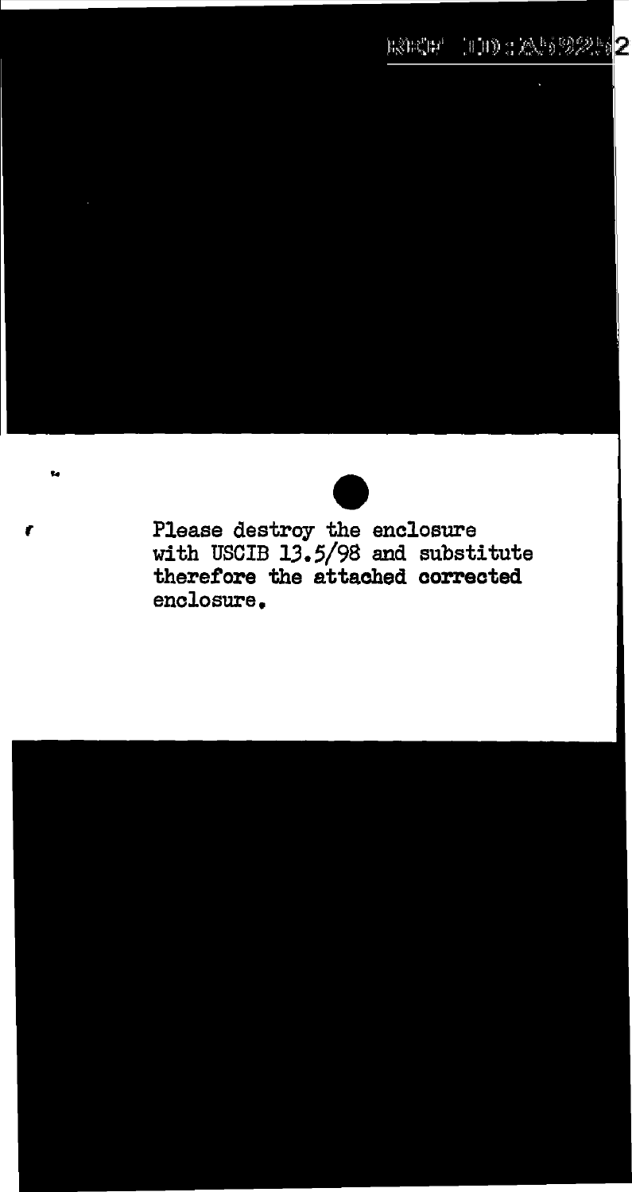Please destroy the enclosure with USCIB 13.5/98 and substitute therefore the attached corrected enclosure.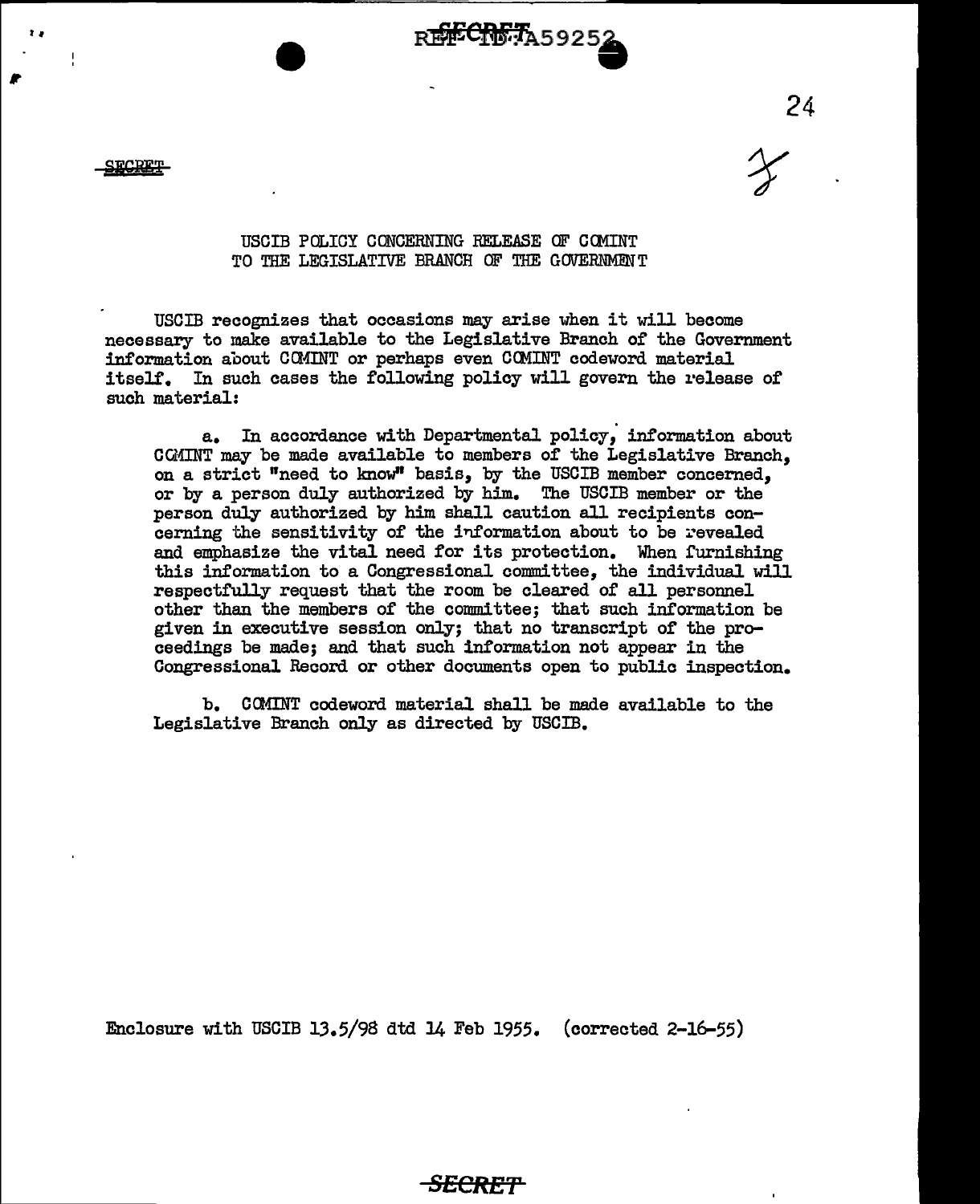SECRET

USCIB POLICY CONCERNING RELEASE OF COMINT
TO THE LEGISLATIVE BRANCH OF THE GOVERNMENT

USCIB recognizes that occasions may arise when it will become necessary to make available to the Legislative Branch of the Government information about COMINT or perhaps even COMINT codeword material itself. In such cases the following policy will govern the release of such material:

a. In accordance with Departmental policy, information about COMINT may be made available to members of the Legislative Branch, on a strict "need to know" basis, by the USCIB member concerned, or by a person duly authorized by him. The USCIB member or the person duly authorized by him shall caution all recipients concerning the sensitivity of the information about to be revealed and emphasize the vital need for its protection. When furnishing this information to a Congressional committee, the individual will respectfully request that the room be cleared of all personnel other than the members of the committee; that such information be given in executive session only; that no transcript of the proceedings be made; and that such information not appear in the Congressional Record or other documents open to public inspection.

b. COMINT codeword material shall be made available to the Legislative Branch only as directed by USCIB.

Enclosure with USCIB 13.5/98 dtd 14 Feb 1955. (corrected 2-16-55)

SECRET